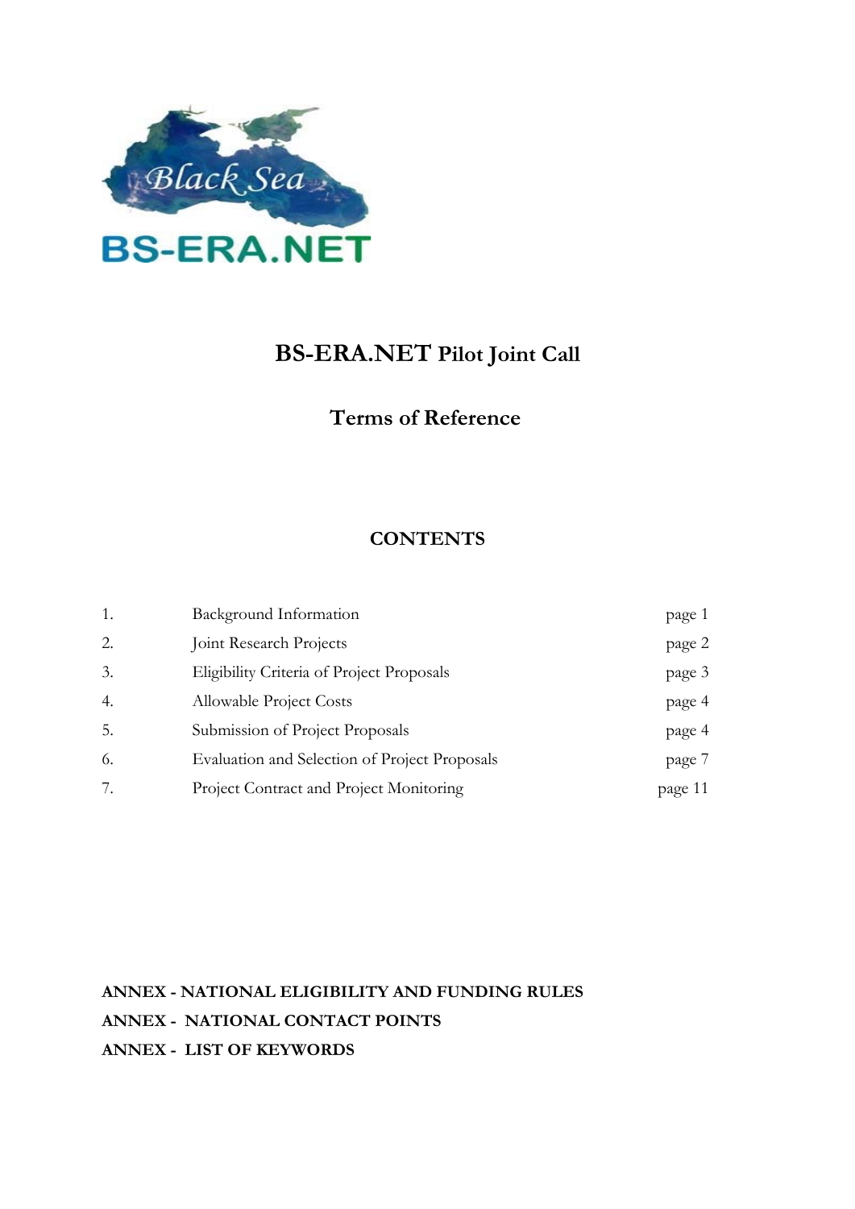# BS-ERA.NET Pilot Joint Call

## Terms of Reference

### CONTENTS

| | | |
|---|---|---|
| 1. | Background Information | page 1 |
| 2. | Joint Research Projects | page 2 |
| 3. | Eligibility Criteria of Project Proposals | page 3 |
| 4. | Allowable Project Costs | page 4 |
| 5. | Submission of Project Proposals | page 4 |
| 6. | Evaluation and Selection of Project Proposals | page 7 |
| 7. | Project Contract and Project Monitoring | page 11 |

**ANNEX - NATIONAL ELIGIBILITY AND FUNDING RULES**

**ANNEX - NATIONAL CONTACT POINTS**

**ANNEX - LIST OF KEYWORDS**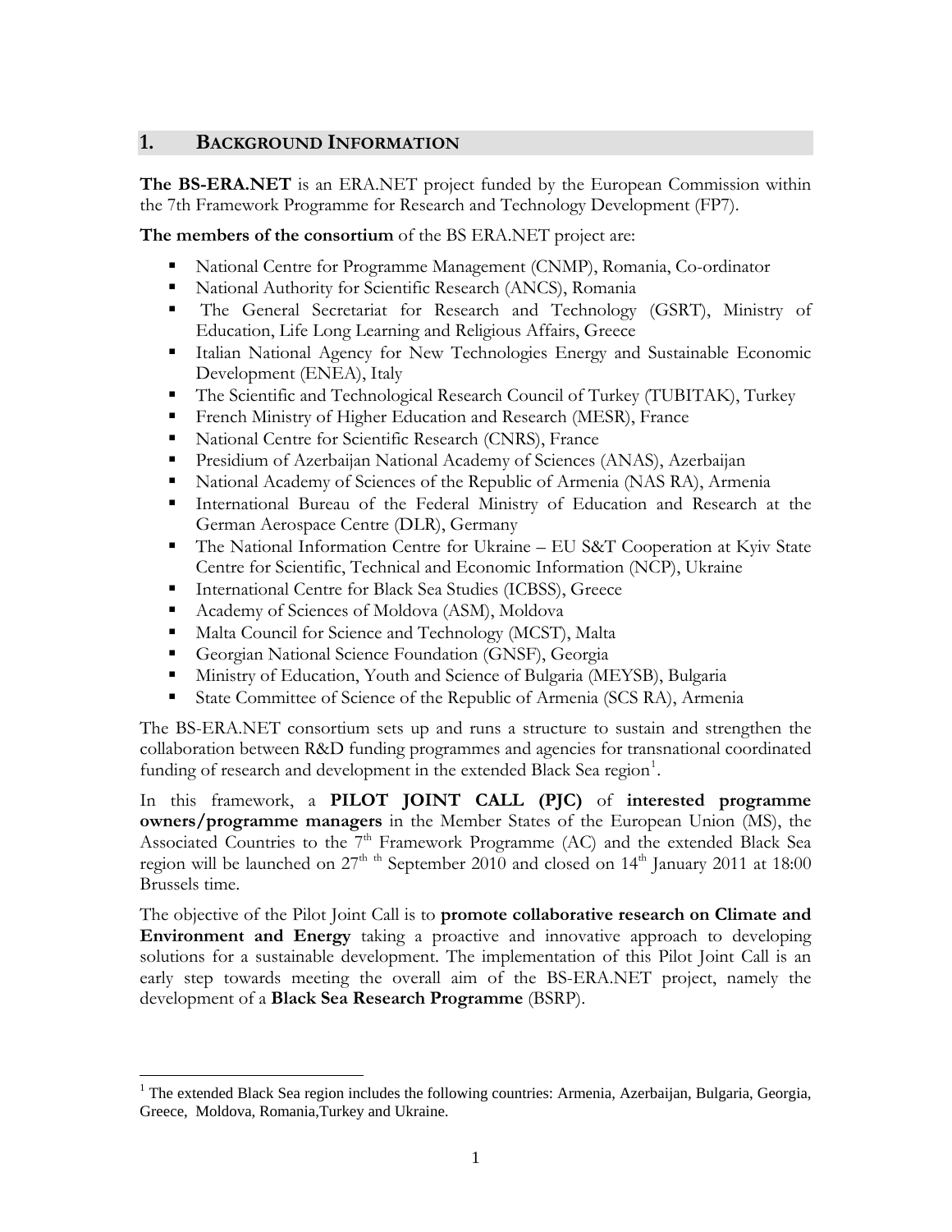## 1. BACKGROUND INFORMATION

**The BS-ERA.NET** is an ERA.NET project funded by the European Commission within the 7th Framework Programme for Research and Technology Development (FP7).

**The members of the consortium** of the BS ERA.NET project are:

- National Centre for Programme Management (CNMP), Romania, Co-ordinator
- National Authority for Scientific Research (ANCS), Romania
- The General Secretariat for Research and Technology (GSRT), Ministry of Education, Life Long Learning and Religious Affairs, Greece
- Italian National Agency for New Technologies Energy and Sustainable Economic Development (ENEA), Italy
- The Scientific and Technological Research Council of Turkey (TUBITAK), Turkey
- French Ministry of Higher Education and Research (MESR), France
- National Centre for Scientific Research (CNRS), France
- Presidium of Azerbaijan National Academy of Sciences (ANAS), Azerbaijan
- National Academy of Sciences of the Republic of Armenia (NAS RA), Armenia
- International Bureau of the Federal Ministry of Education and Research at the German Aerospace Centre (DLR), Germany
- The National Information Centre for Ukraine – EU S&T Cooperation at Kyiv State Centre for Scientific, Technical and Economic Information (NCP), Ukraine
- International Centre for Black Sea Studies (ICBSS), Greece
- Academy of Sciences of Moldova (ASM), Moldova
- Malta Council for Science and Technology (MCST), Malta
- Georgian National Science Foundation (GNSF), Georgia
- Ministry of Education, Youth and Science of Bulgaria (MEYSB), Bulgaria
- State Committee of Science of the Republic of Armenia (SCS RA), Armenia

The BS-ERA.NET consortium sets up and runs a structure to sustain and strengthen the collaboration between R&D funding programmes and agencies for transnational coordinated funding of research and development in the extended Black Sea region[1].

In this framework, a **PILOT JOINT CALL (PJC)** of **interested programme owners/programme managers** in the Member States of the European Union (MS), the Associated Countries to the 7th Framework Programme (AC) and the extended Black Sea region will be launched on 27th th September 2010 and closed on 14th January 2011 at 18:00 Brussels time.

The objective of the Pilot Joint Call is to **promote collaborative research on Climate and Environment and Energy** taking a proactive and innovative approach to developing solutions for a sustainable development. The implementation of this Pilot Joint Call is an early step towards meeting the overall aim of the BS-ERA.NET project, namely the development of a **Black Sea Research Programme** (BSRP).

[1] The extended Black Sea region includes the following countries: Armenia, Azerbaijan, Bulgaria, Georgia, Greece, Moldova, Romania,Turkey and Ukraine.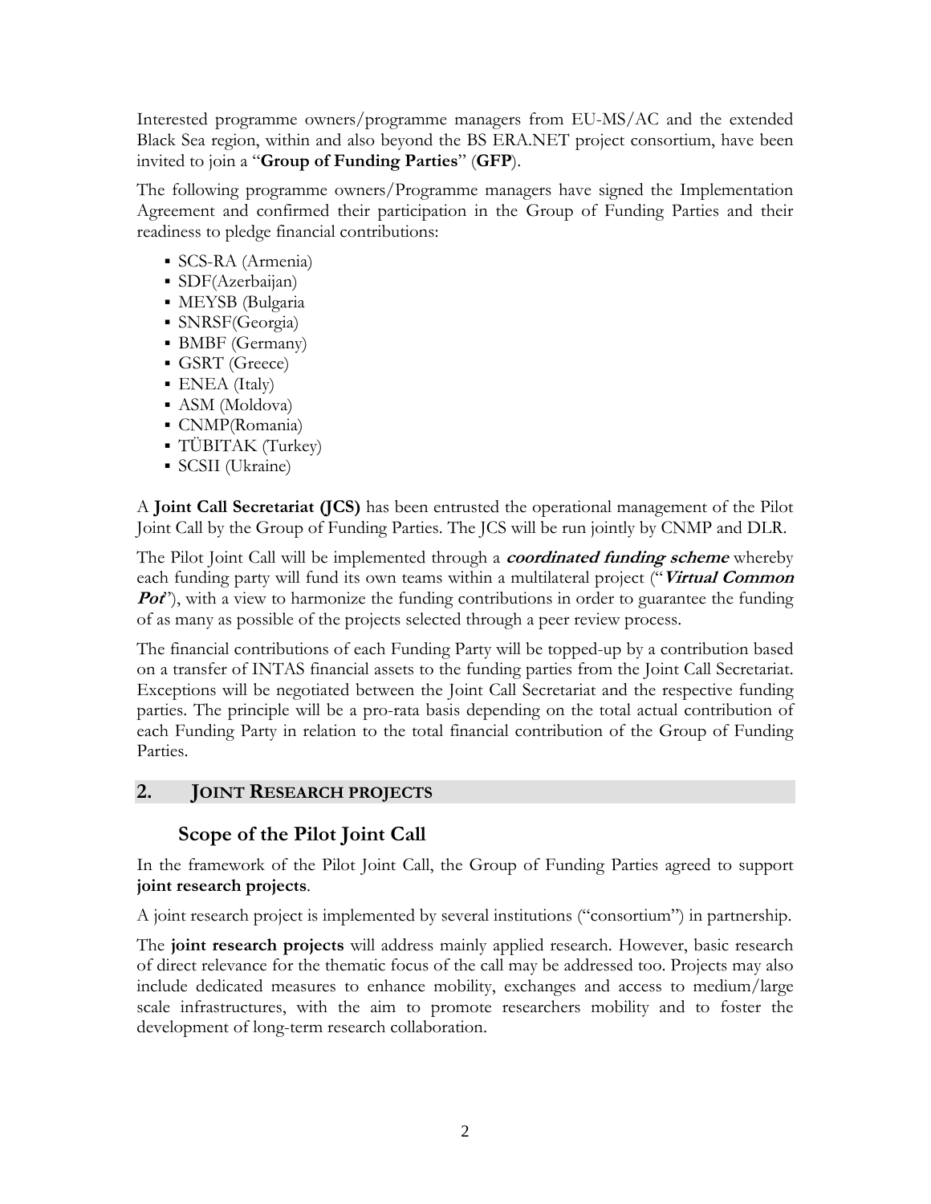Interested programme owners/programme managers from EU-MS/AC and the extended Black Sea region, within and also beyond the BS ERA.NET project consortium, have been invited to join a "**Group of Funding Parties**" (**GFP**).

The following programme owners/Programme managers have signed the Implementation Agreement and confirmed their participation in the Group of Funding Parties and their readiness to pledge financial contributions:

- SCS-RA (Armenia)
- SDF(Azerbaijan)
- MEYSB (Bulgaria
- SNRSF(Georgia)
- BMBF (Germany)
- GSRT (Greece)
- ENEA (Italy)
- ASM (Moldova)
- CNMP(Romania)
- TÜBITAK (Turkey)
- SCSII (Ukraine)

A **Joint Call Secretariat (JCS)** has been entrusted the operational management of the Pilot Joint Call by the Group of Funding Parties. The JCS will be run jointly by CNMP and DLR.

The Pilot Joint Call will be implemented through a ***coordinated funding scheme*** whereby each funding party will fund its own teams within a multilateral project ("***Virtual Common Pot***"), with a view to harmonize the funding contributions in order to guarantee the funding of as many as possible of the projects selected through a peer review process.

The financial contributions of each Funding Party will be topped-up by a contribution based on a transfer of INTAS financial assets to the funding parties from the Joint Call Secretariat. Exceptions will be negotiated between the Joint Call Secretariat and the respective funding parties. The principle will be a pro-rata basis depending on the total actual contribution of each Funding Party in relation to the total financial contribution of the Group of Funding Parties.

## 2. JOINT RESEARCH PROJECTS

### Scope of the Pilot Joint Call

In the framework of the Pilot Joint Call, the Group of Funding Parties agreed to support **joint research projects**.

A joint research project is implemented by several institutions ("consortium") in partnership.

The **joint research projects** will address mainly applied research. However, basic research of direct relevance for the thematic focus of the call may be addressed too. Projects may also include dedicated measures to enhance mobility, exchanges and access to medium/large scale infrastructures, with the aim to promote researchers mobility and to foster the development of long-term research collaboration.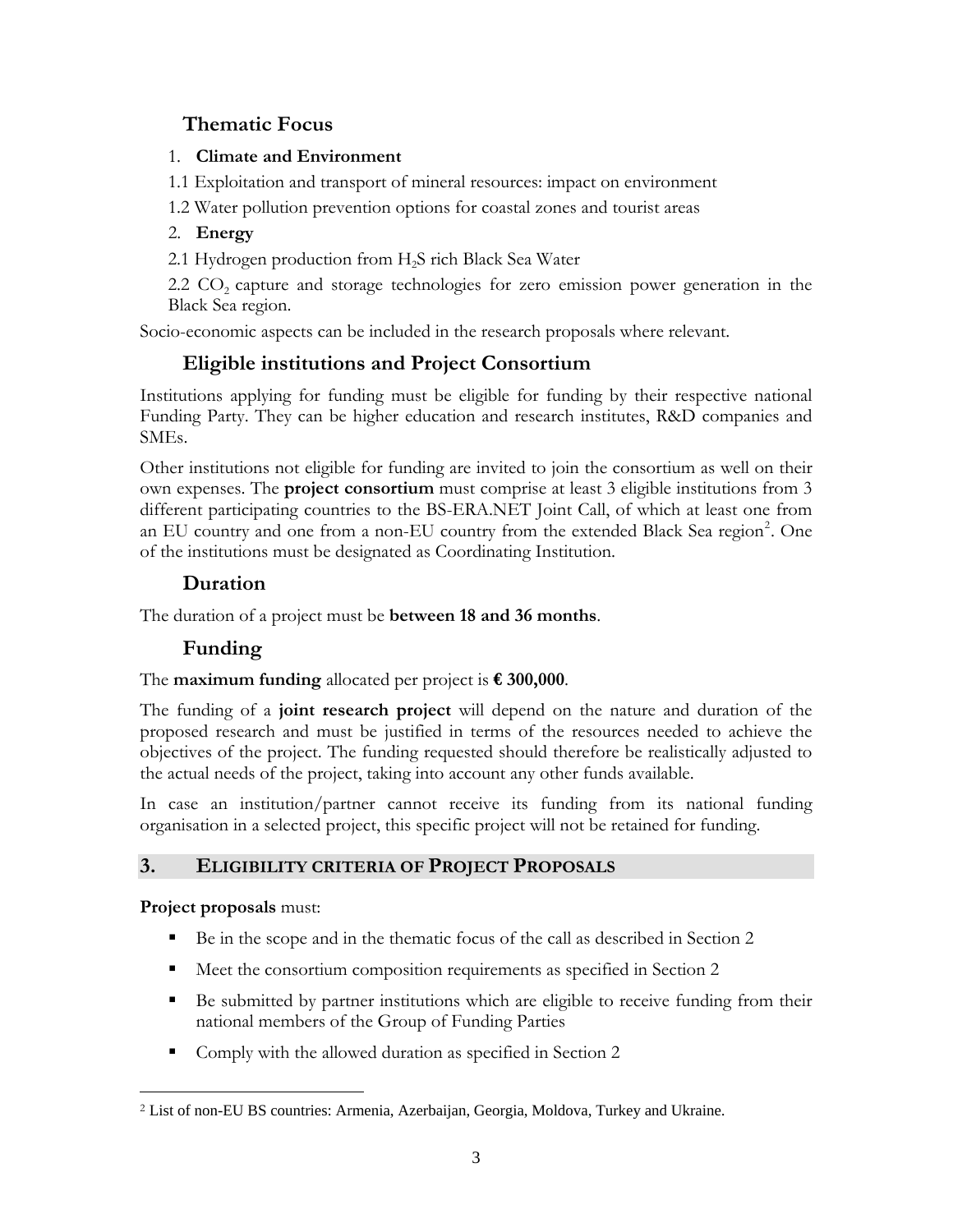## Thematic Focus

1. **Climate and Environment**

1.1 Exploitation and transport of mineral resources: impact on environment

1.2 Water pollution prevention options for coastal zones and tourist areas

2. **Energy**

2.1 Hydrogen production from $H_2S$ rich Black Sea Water

2.2 $CO_2$ capture and storage technologies for zero emission power generation in the Black Sea region.

Socio-economic aspects can be included in the research proposals where relevant.

## Eligible institutions and Project Consortium

Institutions applying for funding must be eligible for funding by their respective national Funding Party. They can be higher education and research institutes, R&D companies and SMEs.

Other institutions not eligible for funding are invited to join the consortium as well on their own expenses. The **project consortium** must comprise at least 3 eligible institutions from 3 different participating countries to the BS-ERA.NET Joint Call, of which at least one from an EU country and one from a non-EU country from the extended Black Sea region[2]. One of the institutions must be designated as Coordinating Institution.

## Duration

The duration of a project must be **between 18 and 36 months**.

## Funding

The **maximum funding** allocated per project is **€ 300,000**.

The funding of a **joint research project** will depend on the nature and duration of the proposed research and must be justified in terms of the resources needed to achieve the objectives of the project. The funding requested should therefore be realistically adjusted to the actual needs of the project, taking into account any other funds available.

In case an institution/partner cannot receive its funding from its national funding organisation in a selected project, this specific project will not be retained for funding.

# 3. ELIGIBILITY CRITERIA OF PROJECT PROPOSALS

**Project proposals** must:

- Be in the scope and in the thematic focus of the call as described in Section 2
- Meet the consortium composition requirements as specified in Section 2
- Be submitted by partner institutions which are eligible to receive funding from their national members of the Group of Funding Parties
- Comply with the allowed duration as specified in Section 2

[2] List of non-EU BS countries: Armenia, Azerbaijan, Georgia, Moldova, Turkey and Ukraine.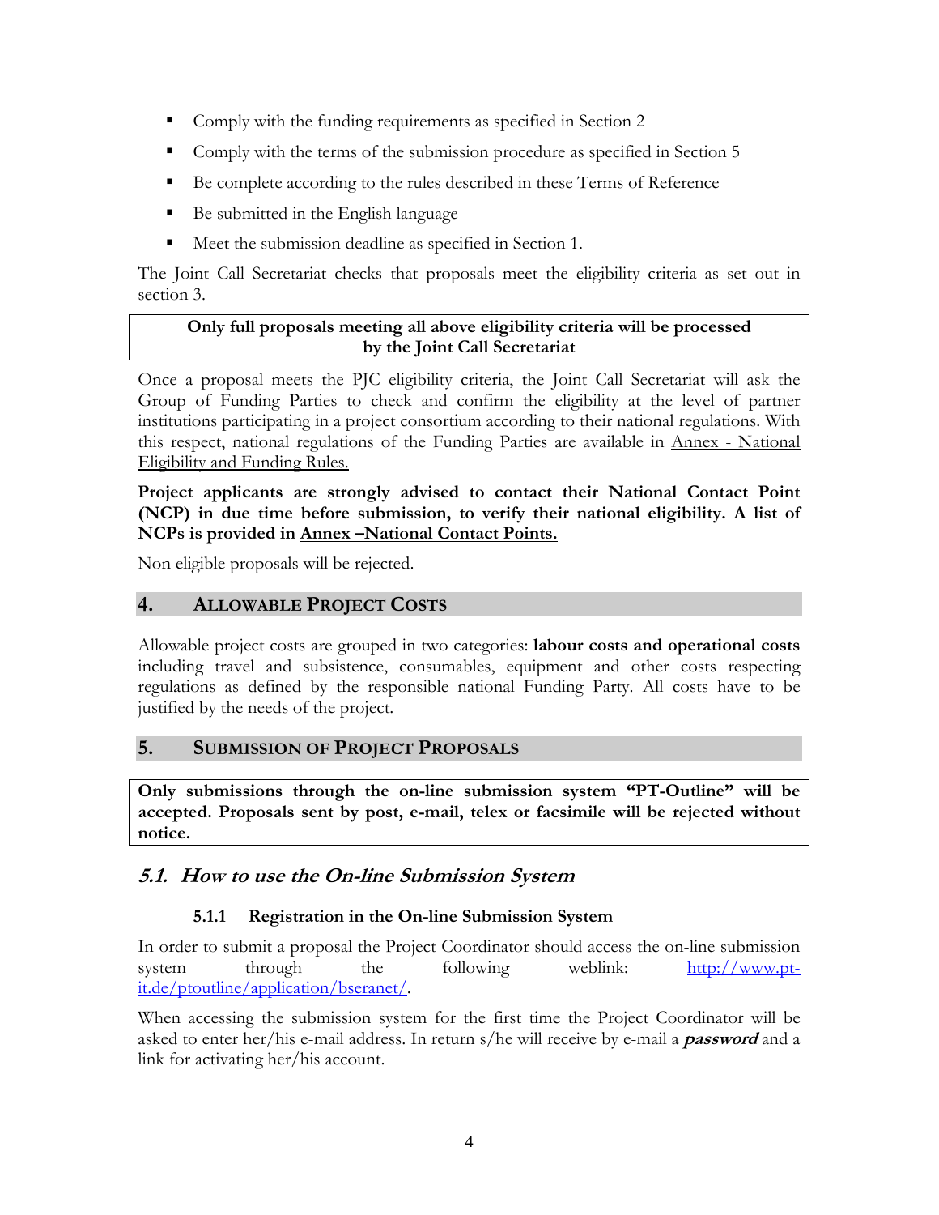- Comply with the funding requirements as specified in Section 2
- Comply with the terms of the submission procedure as specified in Section 5
- Be complete according to the rules described in these Terms of Reference
- Be submitted in the English language
- Meet the submission deadline as specified in Section 1.

The Joint Call Secretariat checks that proposals meet the eligibility criteria as set out in section 3.

**Only full proposals meeting all above eligibility criteria will be processed by the Joint Call Secretariat**

Once a proposal meets the PJC eligibility criteria, the Joint Call Secretariat will ask the Group of Funding Parties to check and confirm the eligibility at the level of partner institutions participating in a project consortium according to their national regulations. With this respect, national regulations of the Funding Parties are available in Annex - National Eligibility and Funding Rules.

**Project applicants are strongly advised to contact their National Contact Point (NCP) in due time before submission, to verify their national eligibility. A list of NCPs is provided in Annex –National Contact Points.**

Non eligible proposals will be rejected.

## 4. Allowable Project Costs

Allowable project costs are grouped in two categories: **labour costs and operational costs** including travel and subsistence, consumables, equipment and other costs respecting regulations as defined by the responsible national Funding Party. All costs have to be justified by the needs of the project.

## 5. Submission of Project Proposals

**Only submissions through the on-line submission system "PT-Outline" will be accepted. Proposals sent by post, e-mail, telex or facsimile will be rejected without notice.**

### *5.1. How to use the On-line Submission System*

#### 5.1.1 Registration in the On-line Submission System

In order to submit a proposal the Project Coordinator should access the on-line submission system through the following weblink: http://www.pt-it.de/ptoutline/application/bseranet/.

When accessing the submission system for the first time the Project Coordinator will be asked to enter her/his e-mail address. In return s/he will receive by e-mail a ***password*** and a link for activating her/his account.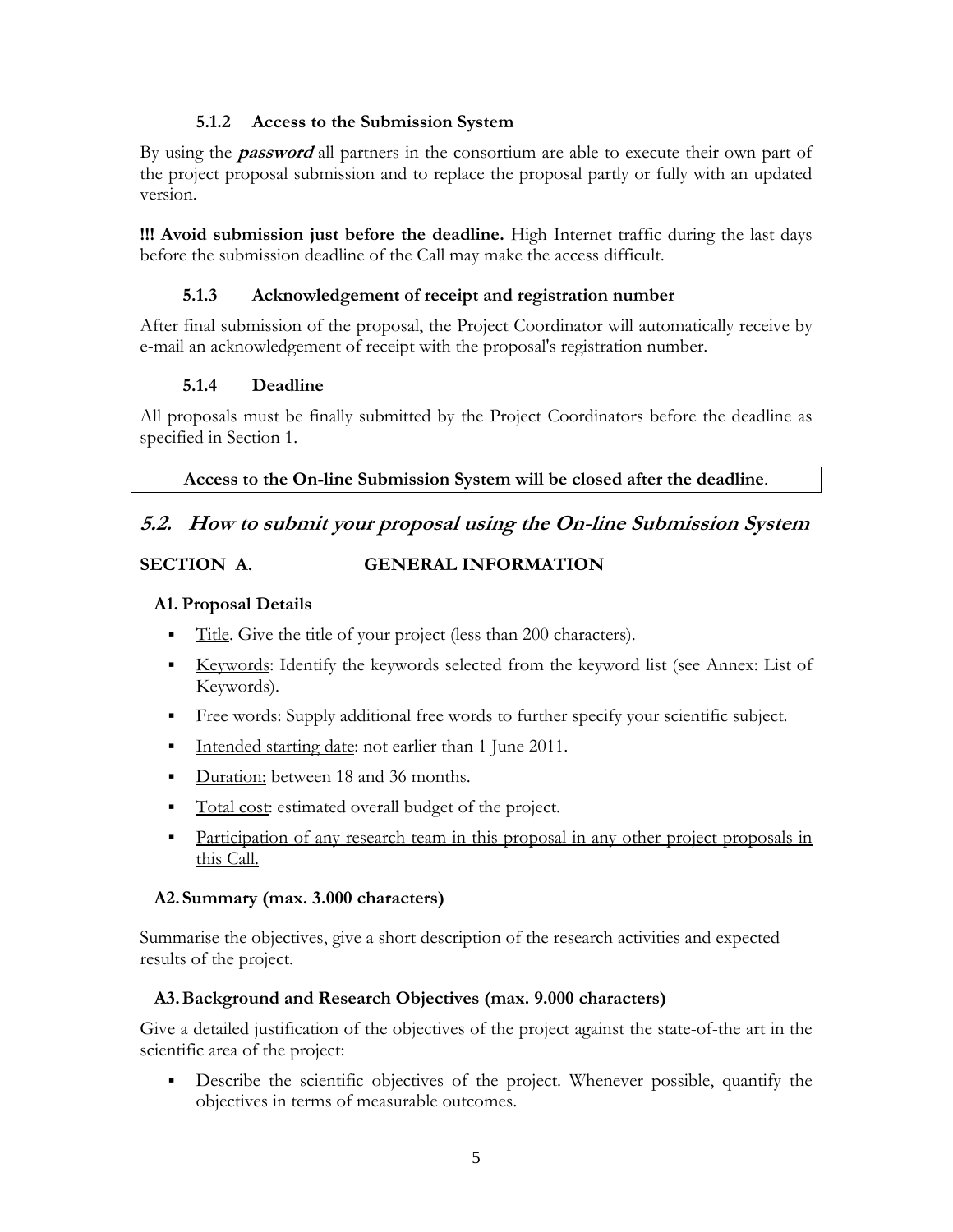#### 5.1.2 Access to the Submission System

By using the ***password*** all partners in the consortium are able to execute their own part of the project proposal submission and to replace the proposal partly or fully with an updated version.

**!!! Avoid submission just before the deadline.** High Internet traffic during the last days before the submission deadline of the Call may make the access difficult.

#### 5.1.3 Acknowledgement of receipt and registration number

After final submission of the proposal, the Project Coordinator will automatically receive by e-mail an acknowledgement of receipt with the proposal's registration number.

#### 5.1.4 Deadline

All proposals must be finally submitted by the Project Coordinators before the deadline as specified in Section 1.

**Access to the On-line Submission System will be closed after the deadline**.

### *5.2. How to submit your proposal using the On-line Submission System*

**SECTION A. GENERAL INFORMATION**

**A1. Proposal Details**

- Title. Give the title of your project (less than 200 characters).
- Keywords: Identify the keywords selected from the keyword list (see Annex: List of Keywords).
- Free words: Supply additional free words to further specify your scientific subject.
- Intended starting date: not earlier than 1 June 2011.
- Duration: between 18 and 36 months.
- Total cost: estimated overall budget of the project.
- Participation of any research team in this proposal in any other project proposals in this Call.

**A2. Summary (max. 3.000 characters)**

Summarise the objectives, give a short description of the research activities and expected results of the project.

**A3. Background and Research Objectives (max. 9.000 characters)**

Give a detailed justification of the objectives of the project against the state-of-the art in the scientific area of the project:

- Describe the scientific objectives of the project. Whenever possible, quantify the objectives in terms of measurable outcomes.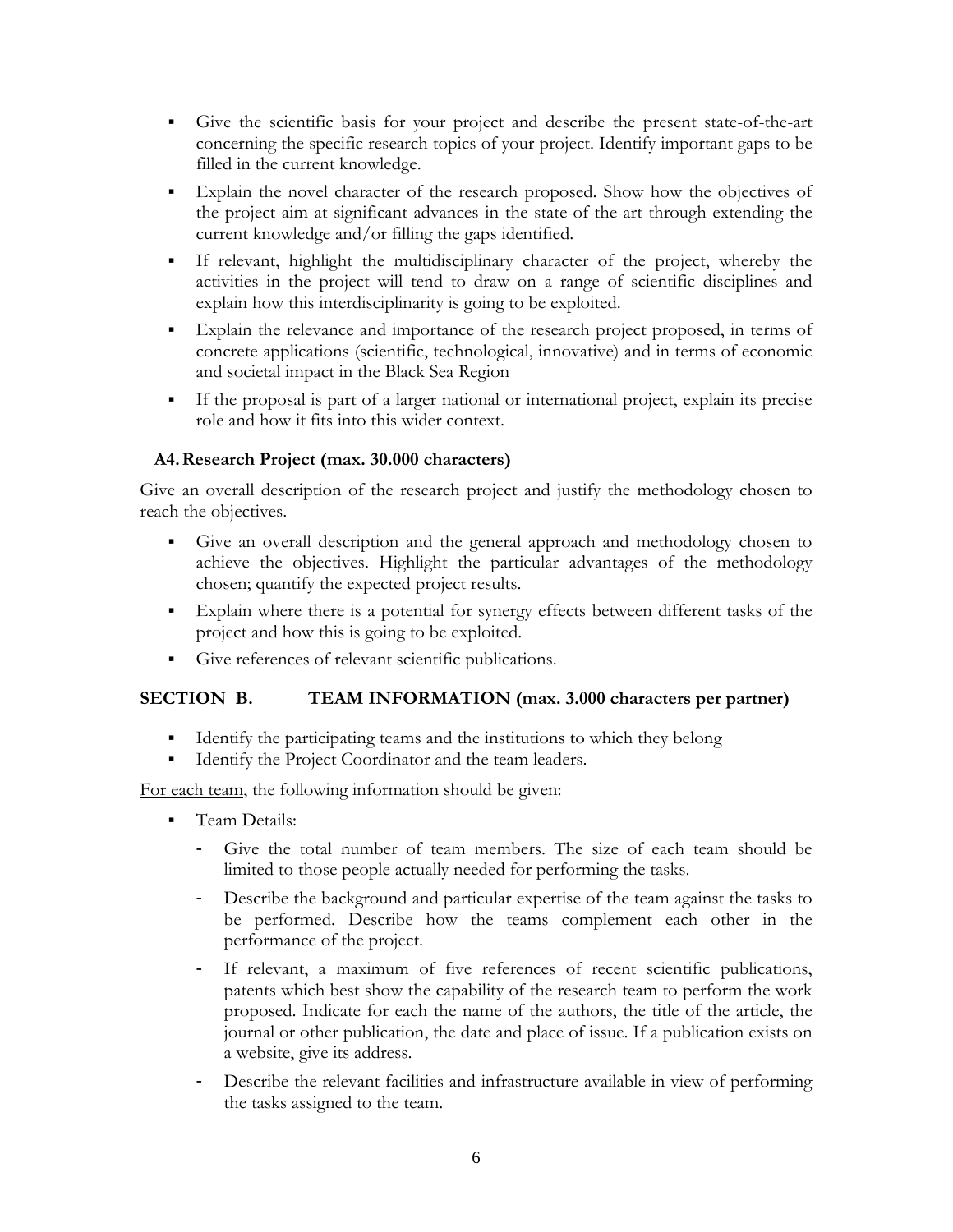- Give the scientific basis for your project and describe the present state-of-the-art concerning the specific research topics of your project. Identify important gaps to be filled in the current knowledge.
- Explain the novel character of the research proposed. Show how the objectives of the project aim at significant advances in the state-of-the-art through extending the current knowledge and/or filling the gaps identified.
- If relevant, highlight the multidisciplinary character of the project, whereby the activities in the project will tend to draw on a range of scientific disciplines and explain how this interdisciplinarity is going to be exploited.
- Explain the relevance and importance of the research project proposed, in terms of concrete applications (scientific, technological, innovative) and in terms of economic and societal impact in the Black Sea Region
- If the proposal is part of a larger national or international project, explain its precise role and how it fits into this wider context.

### A4. Research Project (max. 30.000 characters)

Give an overall description of the research project and justify the methodology chosen to reach the objectives.

- Give an overall description and the general approach and methodology chosen to achieve the objectives. Highlight the particular advantages of the methodology chosen; quantify the expected project results.
- Explain where there is a potential for synergy effects between different tasks of the project and how this is going to be exploited.
- Give references of relevant scientific publications.

## SECTION B. TEAM INFORMATION (max. 3.000 characters per partner)

- Identify the participating teams and the institutions to which they belong
- Identify the Project Coordinator and the team leaders.

<u>For each team</u>, the following information should be given:

- Team Details:
  - Give the total number of team members. The size of each team should be limited to those people actually needed for performing the tasks.
  - Describe the background and particular expertise of the team against the tasks to be performed. Describe how the teams complement each other in the performance of the project.
  - If relevant, a maximum of five references of recent scientific publications, patents which best show the capability of the research team to perform the work proposed. Indicate for each the name of the authors, the title of the article, the journal or other publication, the date and place of issue. If a publication exists on a website, give its address.
  - Describe the relevant facilities and infrastructure available in view of performing the tasks assigned to the team.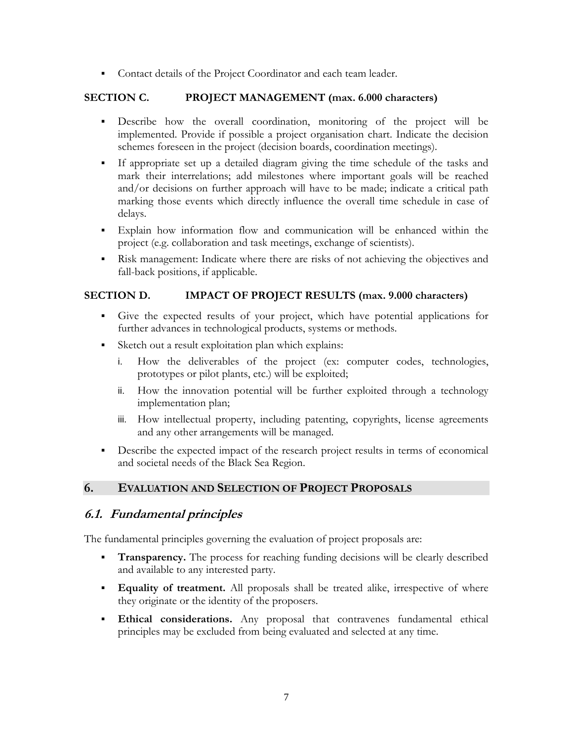- Contact details of the Project Coordinator and each team leader.

### SECTION C. PROJECT MANAGEMENT (max. 6.000 characters)

- Describe how the overall coordination, monitoring of the project will be implemented. Provide if possible a project organisation chart. Indicate the decision schemes foreseen in the project (decision boards, coordination meetings).
- If appropriate set up a detailed diagram giving the time schedule of the tasks and mark their interrelations; add milestones where important goals will be reached and/or decisions on further approach will have to be made; indicate a critical path marking those events which directly influence the overall time schedule in case of delays.
- Explain how information flow and communication will be enhanced within the project (e.g. collaboration and task meetings, exchange of scientists).
- Risk management: Indicate where there are risks of not achieving the objectives and fall-back positions, if applicable.

### SECTION D. IMPACT OF PROJECT RESULTS (max. 9.000 characters)

- Give the expected results of your project, which have potential applications for further advances in technological products, systems or methods.
- Sketch out a result exploitation plan which explains:
  i. How the deliverables of the project (ex: computer codes, technologies, prototypes or pilot plants, etc.) will be exploited;
  ii. How the innovation potential will be further exploited through a technology implementation plan;
  iii. How intellectual property, including patenting, copyrights, license agreements and any other arrangements will be managed.
- Describe the expected impact of the research project results in terms of economical and societal needs of the Black Sea Region.

## 6. EVALUATION AND SELECTION OF PROJECT PROPOSALS

### *6.1. Fundamental principles*

The fundamental principles governing the evaluation of project proposals are:

- **Transparency.** The process for reaching funding decisions will be clearly described and available to any interested party.
- **Equality of treatment.** All proposals shall be treated alike, irrespective of where they originate or the identity of the proposers.
- **Ethical considerations.** Any proposal that contravenes fundamental ethical principles may be excluded from being evaluated and selected at any time.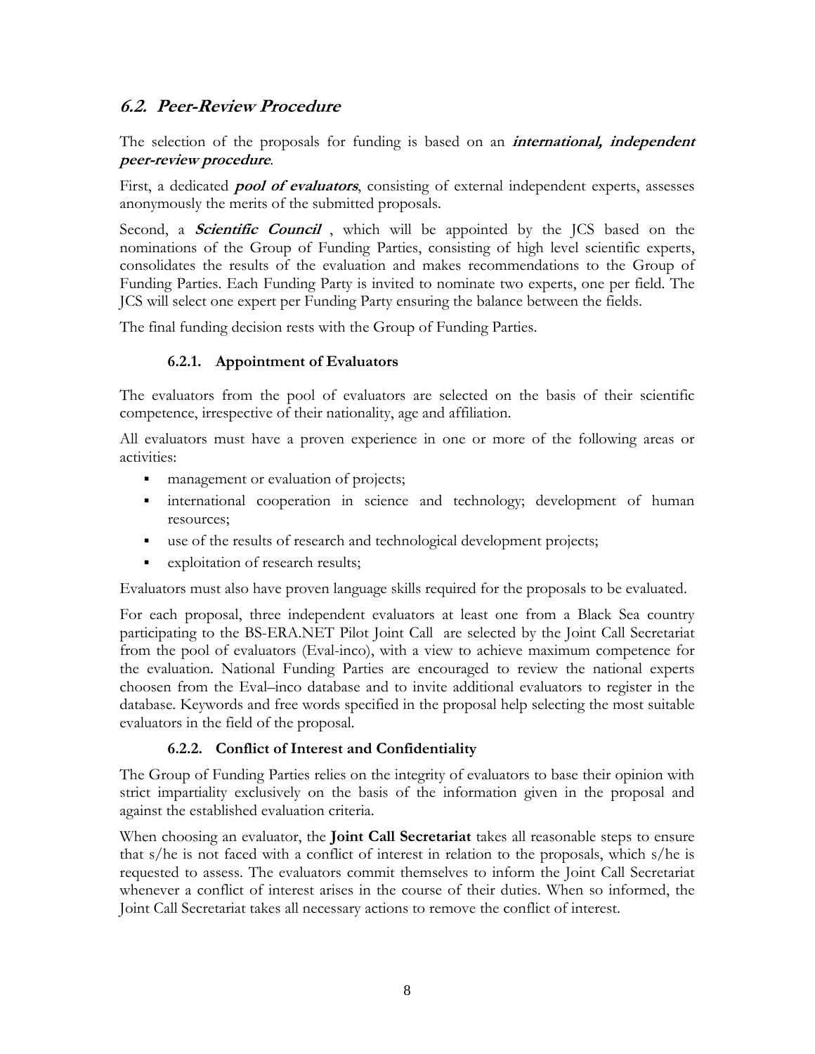## 6.2. Peer-Review Procedure

The selection of the proposals for funding is based on an ***international, independent peer-review procedure***.

First, a dedicated ***pool of evaluators***, consisting of external independent experts, assesses anonymously the merits of the submitted proposals.

Second, a ***Scientific Council*** , which will be appointed by the JCS based on the nominations of the Group of Funding Parties, consisting of high level scientific experts, consolidates the results of the evaluation and makes recommendations to the Group of Funding Parties. Each Funding Party is invited to nominate two experts, one per field. The JCS will select one expert per Funding Party ensuring the balance between the fields.

The final funding decision rests with the Group of Funding Parties.

### 6.2.1. Appointment of Evaluators

The evaluators from the pool of evaluators are selected on the basis of their scientific competence, irrespective of their nationality, age and affiliation.

All evaluators must have a proven experience in one or more of the following areas or activities:

- management or evaluation of projects;
- international cooperation in science and technology; development of human resources;
- use of the results of research and technological development projects;
- exploitation of research results;

Evaluators must also have proven language skills required for the proposals to be evaluated.

For each proposal, three independent evaluators at least one from a Black Sea country participating to the BS-ERA.NET Pilot Joint Call are selected by the Joint Call Secretariat from the pool of evaluators (Eval-inco), with a view to achieve maximum competence for the evaluation. National Funding Parties are encouraged to review the national experts choosen from the Eval–inco database and to invite additional evaluators to register in the database. Keywords and free words specified in the proposal help selecting the most suitable evaluators in the field of the proposal.

### 6.2.2. Conflict of Interest and Confidentiality

The Group of Funding Parties relies on the integrity of evaluators to base their opinion with strict impartiality exclusively on the basis of the information given in the proposal and against the established evaluation criteria.

When choosing an evaluator, the **Joint Call Secretariat** takes all reasonable steps to ensure that s/he is not faced with a conflict of interest in relation to the proposals, which s/he is requested to assess. The evaluators commit themselves to inform the Joint Call Secretariat whenever a conflict of interest arises in the course of their duties. When so informed, the Joint Call Secretariat takes all necessary actions to remove the conflict of interest.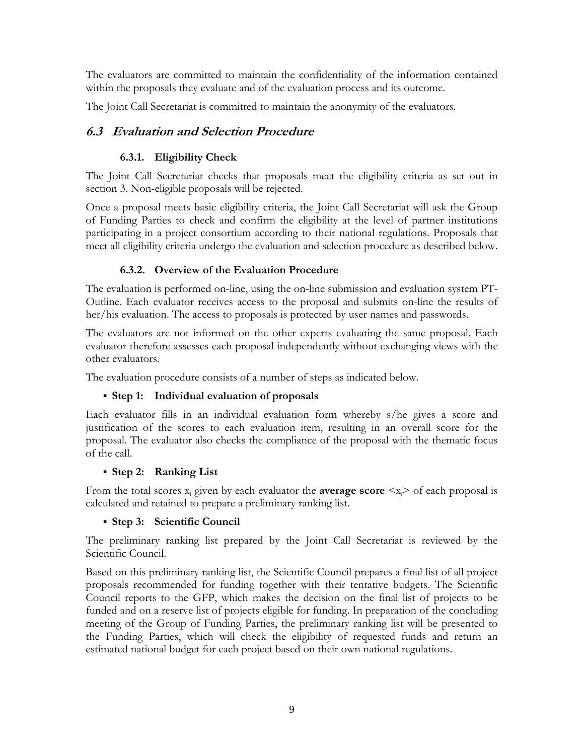The evaluators are committed to maintain the confidentiality of the information contained within the proposals they evaluate and of the evaluation process and its outcome.

The Joint Call Secretariat is committed to maintain the anonymity of the evaluators.

## *6.3 Evaluation and Selection Procedure*

### 6.3.1. Eligibility Check

The Joint Call Secretariat checks that proposals meet the eligibility criteria as set out in section 3. Non-eligible proposals will be rejected.

Once a proposal meets basic eligibility criteria, the Joint Call Secretariat will ask the Group of Funding Parties to check and confirm the eligibility at the level of partner institutions participating in a project consortium according to their national regulations. Proposals that meet all eligibility criteria undergo the evaluation and selection procedure as described below.

### 6.3.2. Overview of the Evaluation Procedure

The evaluation is performed on-line, using the on-line submission and evaluation system PT-Outline. Each evaluator receives access to the proposal and submits on-line the results of her/his evaluation. The access to proposals is protected by user names and passwords.

The evaluators are not informed on the other experts evaluating the same proposal. Each evaluator therefore assesses each proposal independently without exchanging views with the other evaluators.

The evaluation procedure consists of a number of steps as indicated below.

- **Step 1: Individual evaluation of proposals**

Each evaluator fills in an individual evaluation form whereby s/he gives a score and justification of the scores to each evaluation item, resulting in an overall score for the proposal. The evaluator also checks the compliance of the proposal with the thematic focus of the call.

- **Step 2: Ranking List**

From the total scores $x_i$ given by each evaluator the **average score** $\langle x_i \rangle$ of each proposal is calculated and retained to prepare a preliminary ranking list.

- **Step 3: Scientific Council**

The preliminary ranking list prepared by the Joint Call Secretariat is reviewed by the Scientific Council.

Based on this preliminary ranking list, the Scientific Council prepares a final list of all project proposals recommended for funding together with their tentative budgets. The Scientific Council reports to the GFP, which makes the decision on the final list of projects to be funded and on a reserve list of projects eligible for funding. In preparation of the concluding meeting of the Group of Funding Parties, the preliminary ranking list will be presented to the Funding Parties, which will check the eligibility of requested funds and return an estimated national budget for each project based on their own national regulations.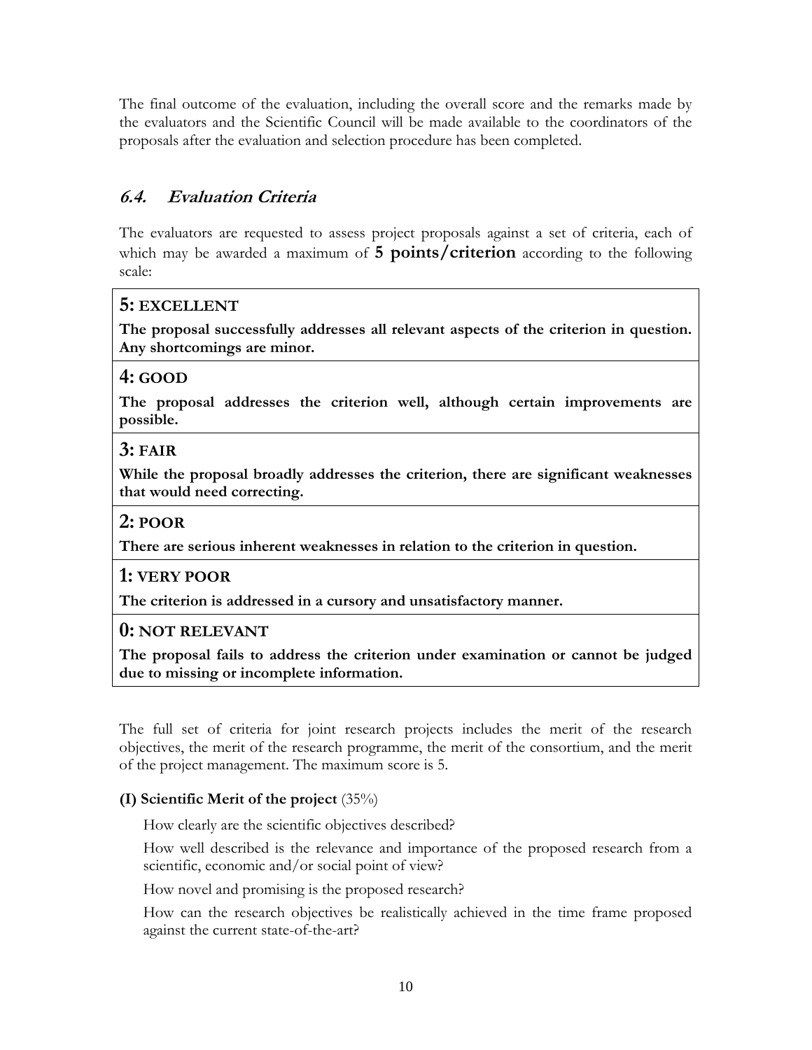The final outcome of the evaluation, including the overall score and the remarks made by the evaluators and the Scientific Council will be made available to the coordinators of the proposals after the evaluation and selection procedure has been completed.

### *6.4. Evaluation Criteria*

The evaluators are requested to assess project proposals against a set of criteria, each of which may be awarded a maximum of **5 points/criterion** according to the following scale:

| |
|---|
| **5: EXCELLENT**<br>**The proposal successfully addresses all relevant aspects of the criterion in question. Any shortcomings are minor.** |
| **4: GOOD**<br>**The proposal addresses the criterion well, although certain improvements are possible.** |
| **3: FAIR**<br>**While the proposal broadly addresses the criterion, there are significant weaknesses that would need correcting.** |
| **2: POOR**<br>**There are serious inherent weaknesses in relation to the criterion in question.** |
| **1: VERY POOR**<br>**The criterion is addressed in a cursory and unsatisfactory manner.** |
| **0: NOT RELEVANT**<br>**The proposal fails to address the criterion under examination or cannot be judged due to missing or incomplete information.** |

The full set of criteria for joint research projects includes the merit of the research objectives, the merit of the research programme, the merit of the consortium, and the merit of the project management. The maximum score is 5.

**(I) Scientific Merit of the project** (35%)

How clearly are the scientific objectives described?

How well described is the relevance and importance of the proposed research from a scientific, economic and/or social point of view?

How novel and promising is the proposed research?

How can the research objectives be realistically achieved in the time frame proposed against the current state-of-the-art?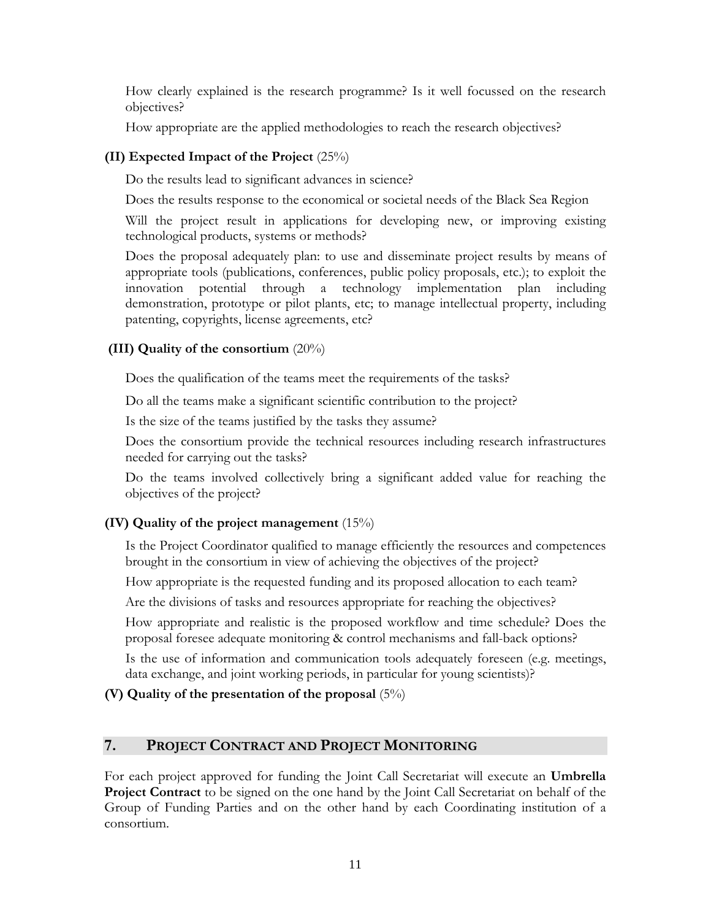How clearly explained is the research programme? Is it well focussed on the research objectives?

How appropriate are the applied methodologies to reach the research objectives?

**(II) Expected Impact of the Project** (25%)

Do the results lead to significant advances in science?

Does the results response to the economical or societal needs of the Black Sea Region

Will the project result in applications for developing new, or improving existing technological products, systems or methods?

Does the proposal adequately plan: to use and disseminate project results by means of appropriate tools (publications, conferences, public policy proposals, etc.); to exploit the innovation potential through a technology implementation plan including demonstration, prototype or pilot plants, etc; to manage intellectual property, including patenting, copyrights, license agreements, etc?

**(III) Quality of the consortium** (20%)

Does the qualification of the teams meet the requirements of the tasks?

Do all the teams make a significant scientific contribution to the project?

Is the size of the teams justified by the tasks they assume?

Does the consortium provide the technical resources including research infrastructures needed for carrying out the tasks?

Do the teams involved collectively bring a significant added value for reaching the objectives of the project?

**(IV) Quality of the project management** (15%)

Is the Project Coordinator qualified to manage efficiently the resources and competences brought in the consortium in view of achieving the objectives of the project?

How appropriate is the requested funding and its proposed allocation to each team?

Are the divisions of tasks and resources appropriate for reaching the objectives?

How appropriate and realistic is the proposed workflow and time schedule? Does the proposal foresee adequate monitoring & control mechanisms and fall-back options?

Is the use of information and communication tools adequately foreseen (e.g. meetings, data exchange, and joint working periods, in particular for young scientists)?

**(V) Quality of the presentation of the proposal** (5%)

## 7. PROJECT CONTRACT AND PROJECT MONITORING

For each project approved for funding the Joint Call Secretariat will execute an **Umbrella Project Contract** to be signed on the one hand by the Joint Call Secretariat on behalf of the Group of Funding Parties and on the other hand by each Coordinating institution of a consortium.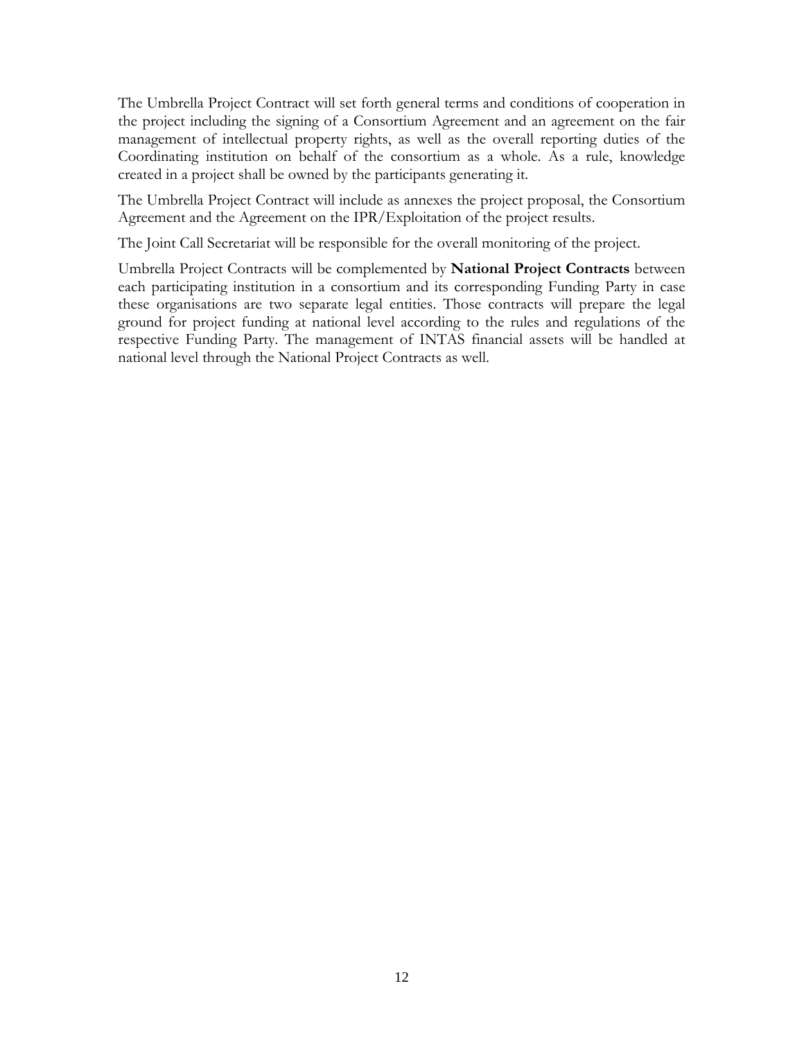The Umbrella Project Contract will set forth general terms and conditions of cooperation in the project including the signing of a Consortium Agreement and an agreement on the fair management of intellectual property rights, as well as the overall reporting duties of the Coordinating institution on behalf of the consortium as a whole. As a rule, knowledge created in a project shall be owned by the participants generating it.

The Umbrella Project Contract will include as annexes the project proposal, the Consortium Agreement and the Agreement on the IPR/Exploitation of the project results.

The Joint Call Secretariat will be responsible for the overall monitoring of the project.

Umbrella Project Contracts will be complemented by **National Project Contracts** between each participating institution in a consortium and its corresponding Funding Party in case these organisations are two separate legal entities. Those contracts will prepare the legal ground for project funding at national level according to the rules and regulations of the respective Funding Party. The management of INTAS financial assets will be handled at national level through the National Project Contracts as well.